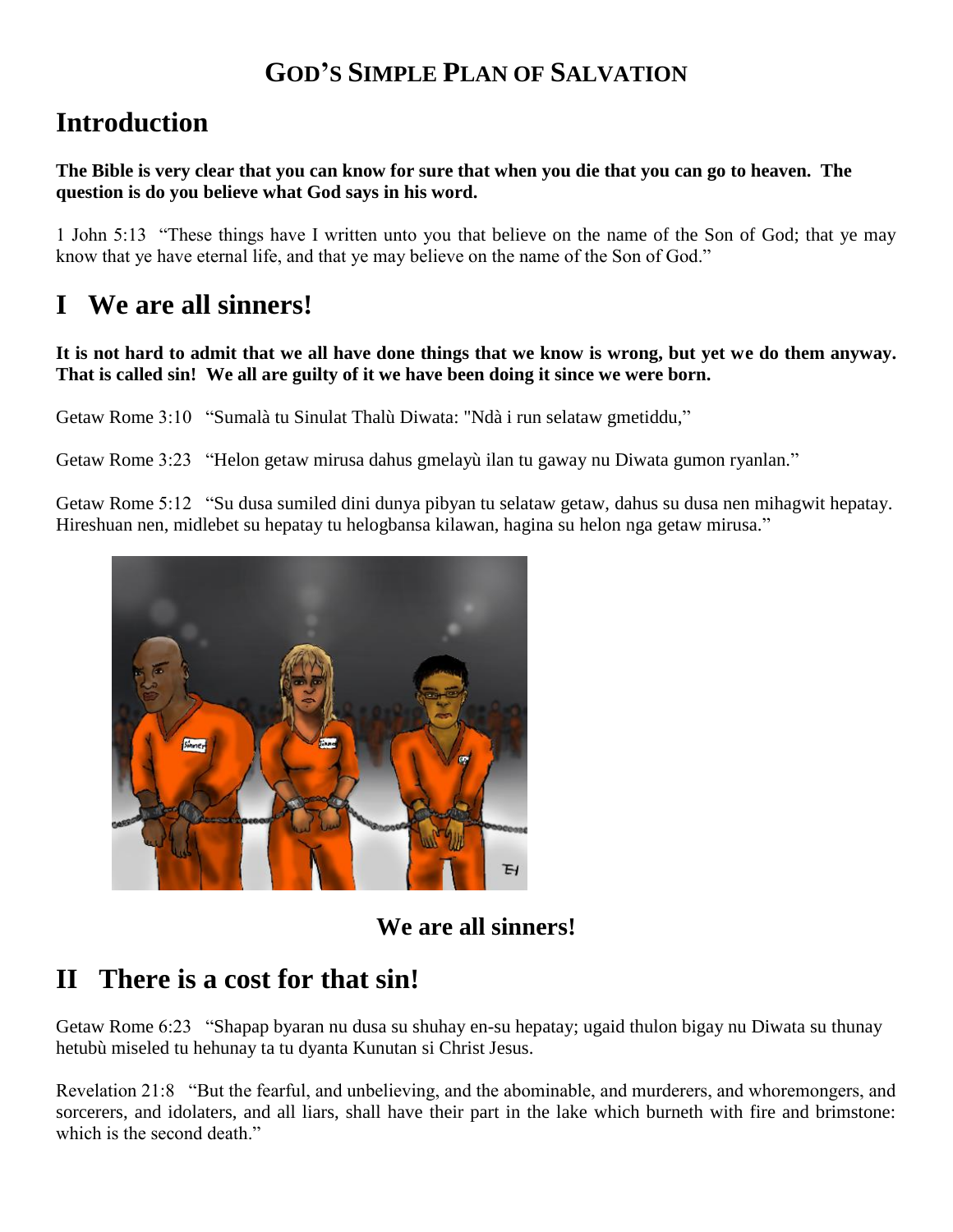# GOD'S SIMPLE PLAN OF SALVATION

## Introduction

**The Bible is very clear that you can know for sure that when you die that you can go to heaven. The question is do you believe what God says in his word.**

1 John 5:13 "These things have I written unto you that believe on the name of the Son of God; that ye may know that ye have eternal life, and that ye may believe on the name of the Son of God."

## I We are all sinners!

**It is not hard to admit that we all have done things that we know is wrong, but yet we do them anyway. That is called sin! We all are guilty of it we have been doing it since we were born.**

Getaw Rome 3:10 "Sumalà tu Sinulat Thalù Diwata: "Ndà i run selataw gmetiddu,"

Getaw Rome 3:23 "Helon getaw mirusa dahus gmelayù ilan tu gaway nu Diwata gumon ryanlan."

Getaw Rome 5:12 "Su dusa sumiled dini dunya pibyan tu selataw getaw, dahus su dusa nen mihagwit hepatay. Hireshuan nen, midlebet su hepatay tu helogbansa kilawan, hagina su helon nga getaw mirusa."

**We are all sinners!**

## II There is a cost for that sin!

Getaw Rome 6:23 "Shapap byaran nu dusa su shuhay en-su hepatay; ugaid thulon bigay nu Diwata su thunay hetubù miseled tu hehunay ta tu dyanta Kunutan si Christ Jesus.

Revelation 21:8 "But the fearful, and unbelieving, and the abominable, and murderers, and whoremongers, and sorcerers, and idolaters, and all liars, shall have their part in the lake which burneth with fire and brimstone: which is the second death."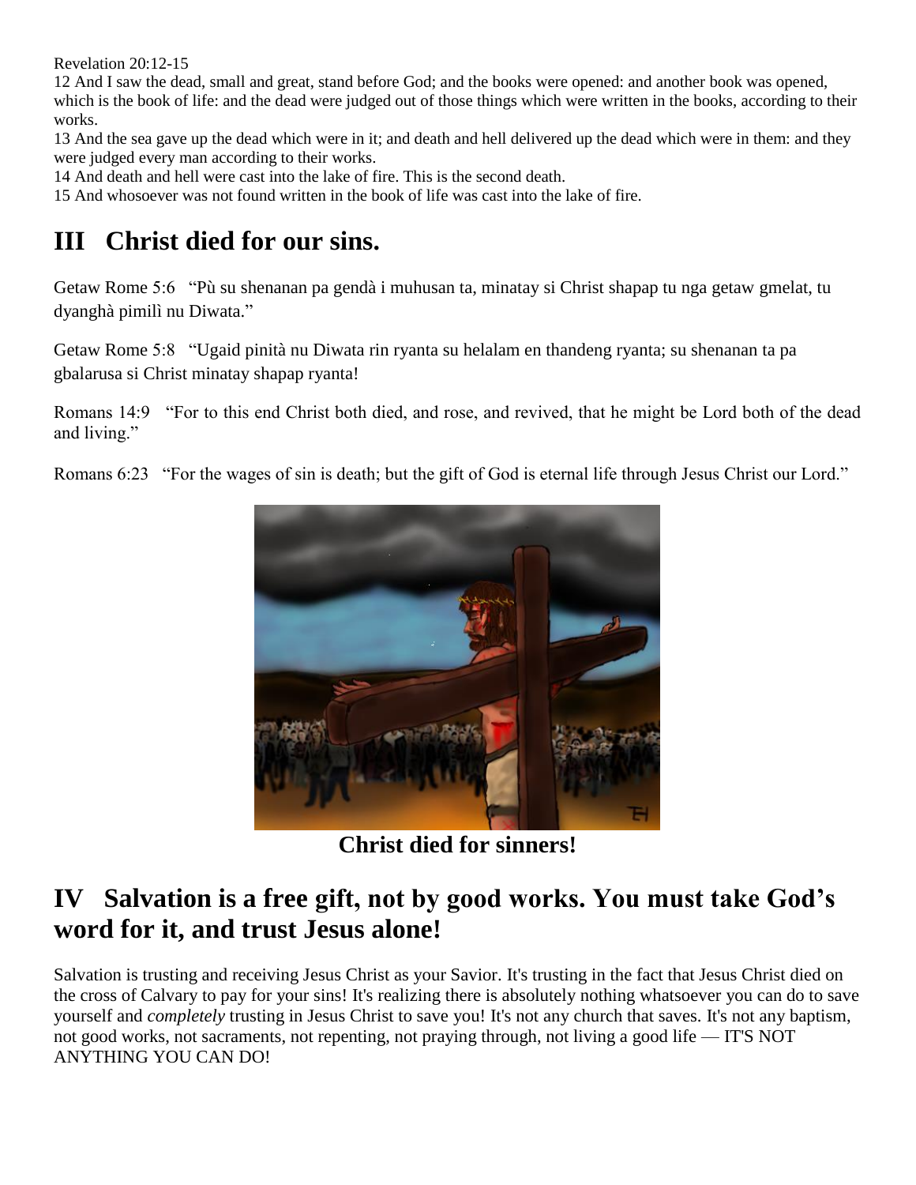Revelation 20:12-15

12 And I saw the dead, small and great, stand before God; and the books were opened: and another book was opened, which is the book of life: and the dead were judged out of those things which were written in the books, according to their works.

13 And the sea gave up the dead which were in it; and death and hell delivered up the dead which were in them: and they were judged every man according to their works.

14 And death and hell were cast into the lake of fire. This is the second death.

15 And whosoever was not found written in the book of life was cast into the lake of fire.

## III Christ died for our sins.

Getaw Rome 5:6 "Pù su shenanan pa gendà i muhusan ta, minatay si Christ shapap tu nga getaw gmelat, tu dyanghà pimilì nu Diwata."

Getaw Rome 5:8 "Ugaid pinità nu Diwata rin ryanta su helalam en thandeng ryanta; su shenanan ta pa gbalarusa si Christ minatay shapap ryanta!

Romans 14:9 "For to this end Christ both died, and rose, and revived, that he might be Lord both of the dead and living."

Romans 6:23 "For the wages of sin is death; but the gift of God is eternal life through Jesus Christ our Lord."

**Christ died for sinners!**

## IV Salvation is a free gift, not by good works. You must take God's word for it, and trust Jesus alone!

Salvation is trusting and receiving Jesus Christ as your Savior. It's trusting in the fact that Jesus Christ died on the cross of Calvary to pay for your sins! It's realizing there is absolutely nothing whatsoever you can do to save yourself and *completely* trusting in Jesus Christ to save you! It's not any church that saves. It's not any baptism, not good works, not sacraments, not repenting, not praying through, not living a good life — IT'S NOT ANYTHING YOU CAN DO!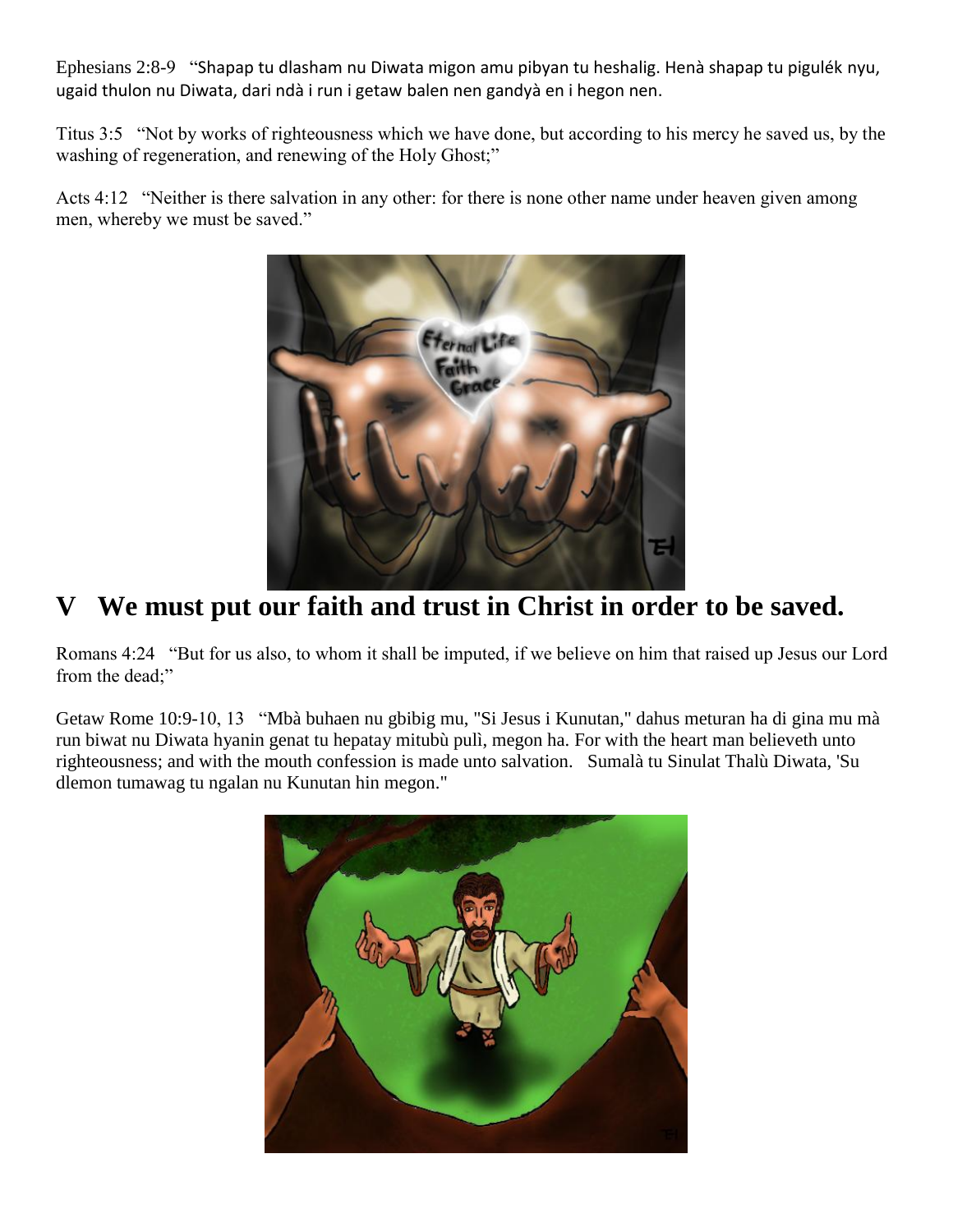Ephesians 2:8-9 "Shapap tu dlasham nu Diwata migon amu pibyan tu heshalig. Henà shapap tu pigulék nyu, ugaid thulon nu Diwata, dari ndà i run i getaw balen nen gandyà en i hegon nen.

Titus 3:5 "Not by works of righteousness which we have done, but according to his mercy he saved us, by the washing of regeneration, and renewing of the Holy Ghost;"

Acts 4:12 "Neither is there salvation in any other: for there is none other name under heaven given among men, whereby we must be saved."

# V We must put our faith and trust in Christ in order to be saved.

Romans 4:24 "But for us also, to whom it shall be imputed, if we believe on him that raised up Jesus our Lord from the dead;"

Getaw Rome 10:9-10, 13 "Mbà buhaen nu gbibig mu, "Si Jesus i Kunutan," dahus meturan ha di gina mu mà run biwat nu Diwata hyanin genat tu hepatay mitubù pulì, megon ha. For with the heart man believeth unto righteousness; and with the mouth confession is made unto salvation. Sumalà tu Sinulat Thalù Diwata, 'Su dlemon tumawag tu ngalan nu Kunutan hin megon."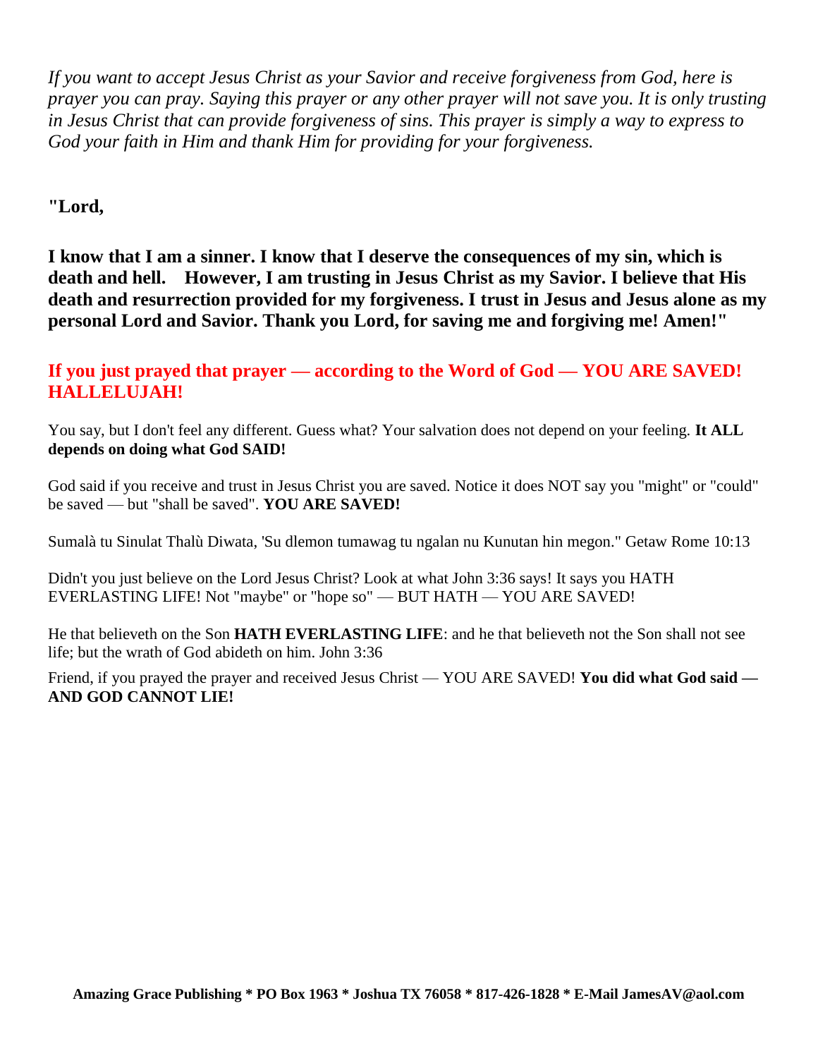*If you want to accept Jesus Christ as your Savior and receive forgiveness from God, here is prayer you can pray. Saying this prayer or any other prayer will not save you. It is only trusting in Jesus Christ that can provide forgiveness of sins. This prayer is simply a way to express to God your faith in Him and thank Him for providing for your forgiveness.*

**"Lord,**

**I know that I am a sinner. I know that I deserve the consequences of my sin, which is death and hell. However, I am trusting in Jesus Christ as my Savior. I believe that His death and resurrection provided for my forgiveness. I trust in Jesus and Jesus alone as my personal Lord and Savior. Thank you Lord, for saving me and forgiving me! Amen!"**

**If you just prayed that prayer — according to the Word of God — YOU ARE SAVED! HALLELUJAH!**

You say, but I don't feel any different. Guess what? Your salvation does not depend on your feeling. **It ALL depends on doing what God SAID!**

God said if you receive and trust in Jesus Christ you are saved. Notice it does NOT say you "might" or "could" be saved — but "shall be saved". **YOU ARE SAVED!**

Sumalà tu Sinulat Thalù Diwata, 'Su dlemon tumawag tu ngalan nu Kunutan hin megon." Getaw Rome 10:13

Didn't you just believe on the Lord Jesus Christ? Look at what John 3:36 says! It says you HATH EVERLASTING LIFE! Not "maybe" or "hope so" — BUT HATH — YOU ARE SAVED!

He that believeth on the Son **HATH EVERLASTING LIFE**: and he that believeth not the Son shall not see life; but the wrath of God abideth on him. John 3:36

Friend, if you prayed the prayer and received Jesus Christ — YOU ARE SAVED! **You did what God said — AND GOD CANNOT LIE!**

**Amazing Grace Publishing * PO Box 1963 * Joshua TX 76058 * 817-426-1828 * E-Mail JamesAV@aol.com**